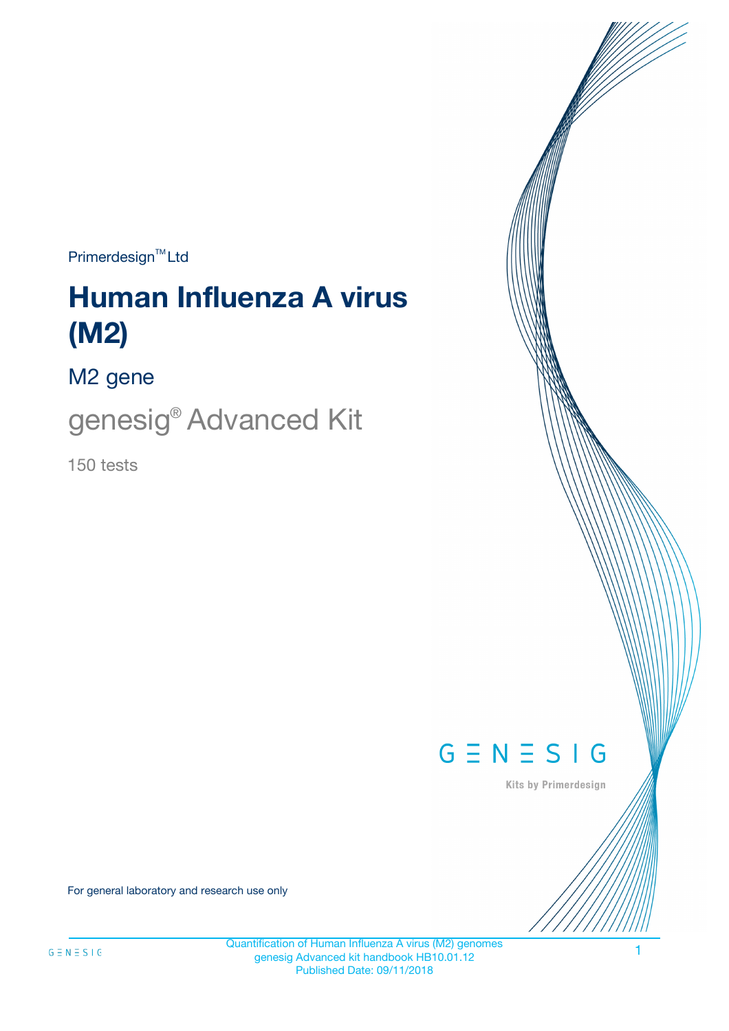Primerdesign™ Ltd

# Human Influenza A virus (M2)

## M2 gene

## genesig® Advanced Kit

150 tests

GENESIG

Kits by Primerdesign

For general laboratory and research use only

Quantification of Human Influenza A virus (M2) genomes
genesig Advanced kit handbook HB10.01.12
Published Date: 09/11/2018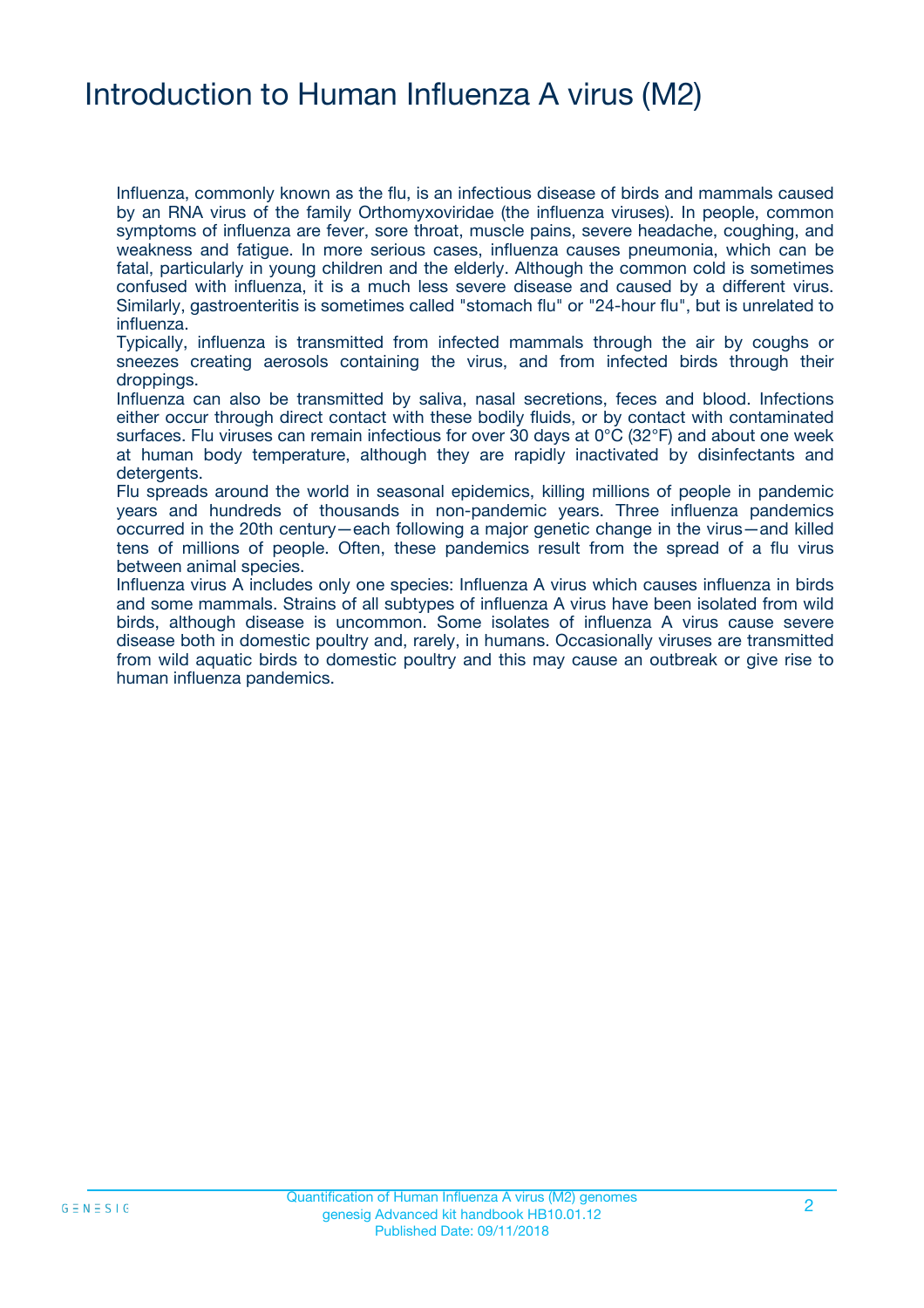# Introduction to Human Influenza A virus (M2)

Influenza, commonly known as the flu, is an infectious disease of birds and mammals caused by an RNA virus of the family Orthomyxoviridae (the influenza viruses). In people, common symptoms of influenza are fever, sore throat, muscle pains, severe headache, coughing, and weakness and fatigue. In more serious cases, influenza causes pneumonia, which can be fatal, particularly in young children and the elderly. Although the common cold is sometimes confused with influenza, it is a much less severe disease and caused by a different virus. Similarly, gastroenteritis is sometimes called "stomach flu" or "24-hour flu", but is unrelated to influenza.

Typically, influenza is transmitted from infected mammals through the air by coughs or sneezes creating aerosols containing the virus, and from infected birds through their droppings.

Influenza can also be transmitted by saliva, nasal secretions, feces and blood. Infections either occur through direct contact with these bodily fluids, or by contact with contaminated surfaces. Flu viruses can remain infectious for over 30 days at 0°C (32°F) and about one week at human body temperature, although they are rapidly inactivated by disinfectants and detergents.

Flu spreads around the world in seasonal epidemics, killing millions of people in pandemic years and hundreds of thousands in non-pandemic years. Three influenza pandemics occurred in the 20th century—each following a major genetic change in the virus—and killed tens of millions of people. Often, these pandemics result from the spread of a flu virus between animal species.

Influenza virus A includes only one species: Influenza A virus which causes influenza in birds and some mammals. Strains of all subtypes of influenza A virus have been isolated from wild birds, although disease is uncommon. Some isolates of influenza A virus cause severe disease both in domestic poultry and, rarely, in humans. Occasionally viruses are transmitted from wild aquatic birds to domestic poultry and this may cause an outbreak or give rise to human influenza pandemics.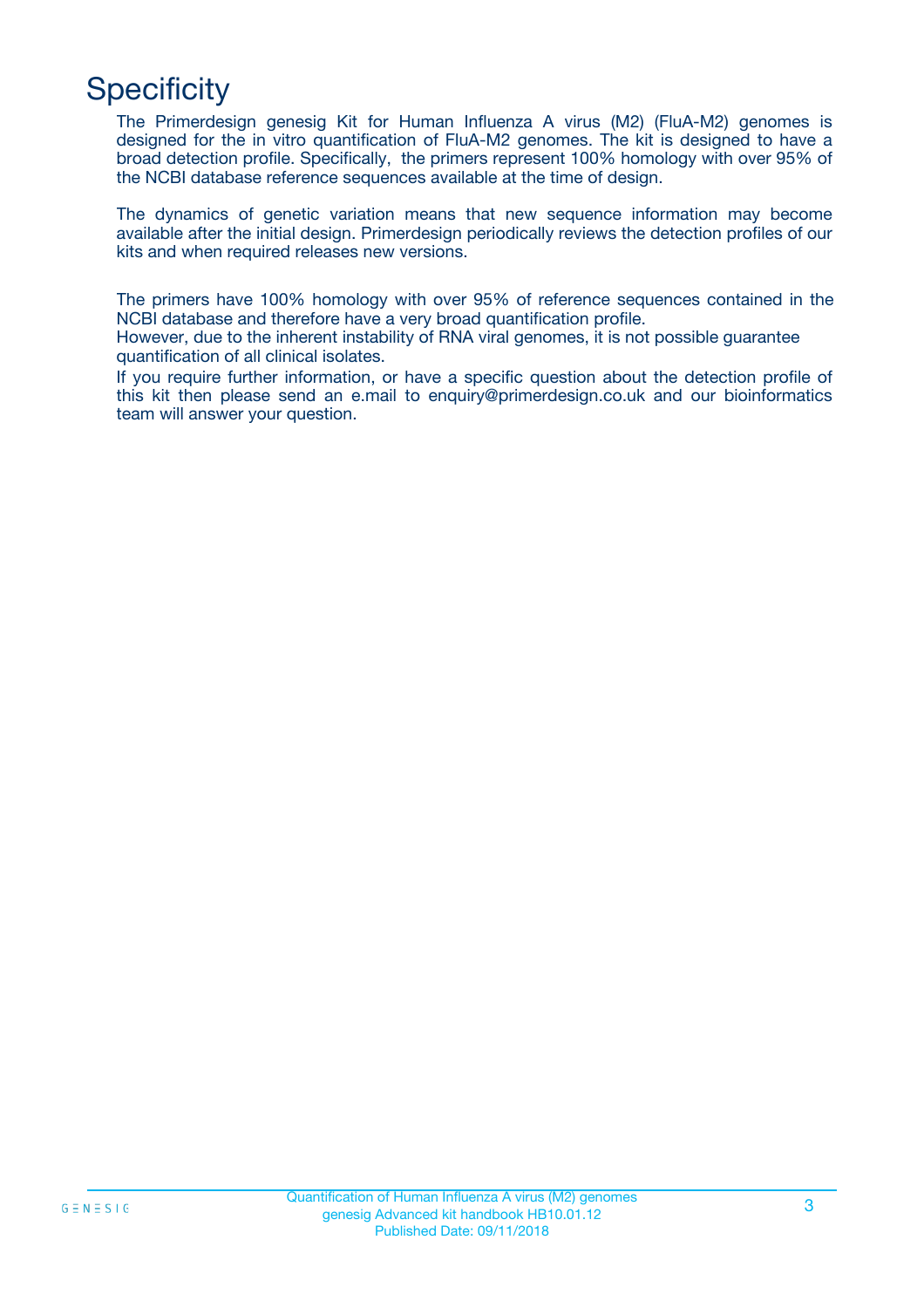# Specificity

The Primerdesign genesig Kit for Human Influenza A virus (M2) (FluA-M2) genomes is designed for the in vitro quantification of FluA-M2 genomes. The kit is designed to have a broad detection profile. Specifically, the primers represent 100% homology with over 95% of the NCBI database reference sequences available at the time of design.

The dynamics of genetic variation means that new sequence information may become available after the initial design. Primerdesign periodically reviews the detection profiles of our kits and when required releases new versions.

The primers have 100% homology with over 95% of reference sequences contained in the NCBI database and therefore have a very broad quantification profile.
However, due to the inherent instability of RNA viral genomes, it is not possible guarantee quantification of all clinical isolates.
If you require further information, or have a specific question about the detection profile of this kit then please send an e.mail to enquiry@primerdesign.co.uk and our bioinformatics team will answer your question.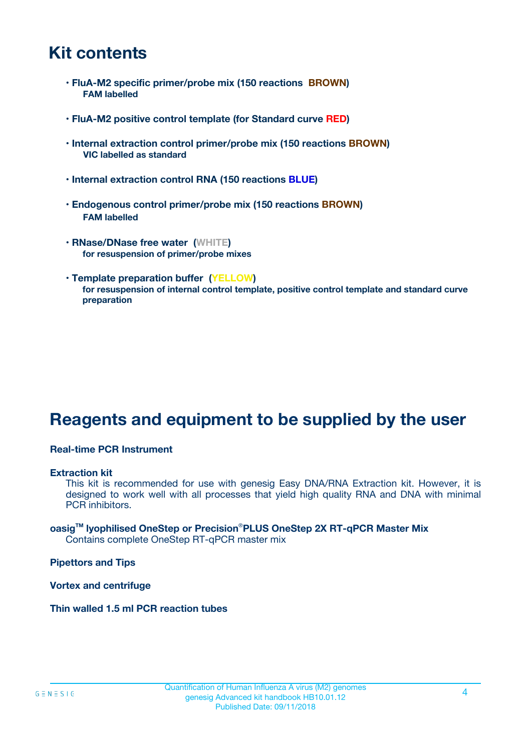# Kit contents

- **FluA-M2 specific primer/probe mix (150 reactions BROWN)**
  **FAM labelled**
- **FluA-M2 positive control template (for Standard curve RED)**
- **Internal extraction control primer/probe mix (150 reactions BROWN)**
  **VIC labelled as standard**
- **Internal extraction control RNA (150 reactions BLUE)**
- **Endogenous control primer/probe mix (150 reactions BROWN)**
  **FAM labelled**
- **RNase/DNase free water (WHITE)**
  **for resuspension of primer/probe mixes**
- **Template preparation buffer (YELLOW)**
  **for resuspension of internal control template, positive control template and standard curve preparation**

# Reagents and equipment to be supplied by the user

**Real-time PCR Instrument**

**Extraction kit**
This kit is recommended for use with genesig Easy DNA/RNA Extraction kit. However, it is designed to work well with all processes that yield high quality RNA and DNA with minimal PCR inhibitors.

**oasig™ lyophilised OneStep or Precision®PLUS OneStep 2X RT-qPCR Master Mix**
Contains complete OneStep RT-qPCR master mix

**Pipettors and Tips**

**Vortex and centrifuge**

**Thin walled 1.5 ml PCR reaction tubes**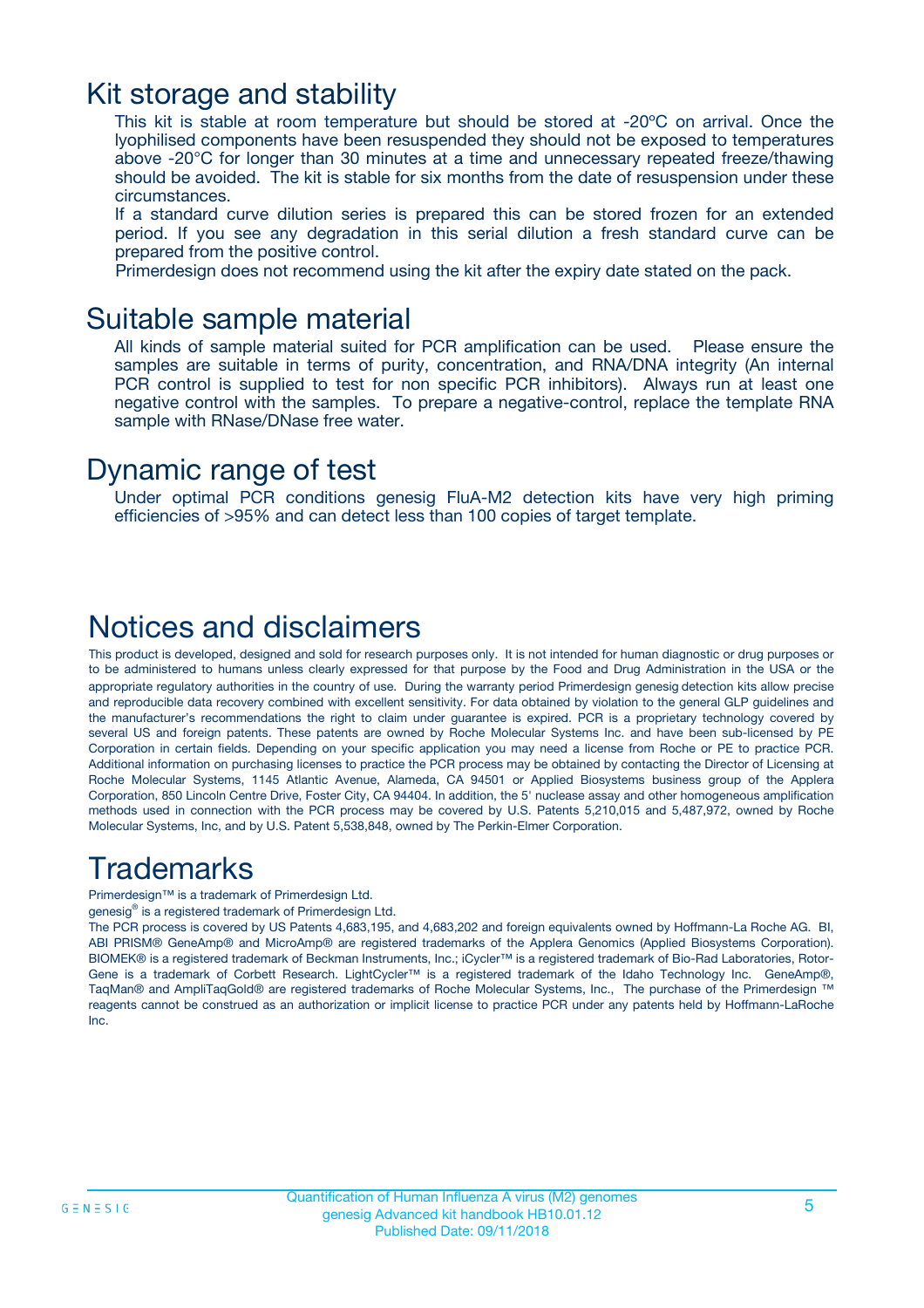# Kit storage and stability

This kit is stable at room temperature but should be stored at -20ºC on arrival. Once the lyophilised components have been resuspended they should not be exposed to temperatures above -20°C for longer than 30 minutes at a time and unnecessary repeated freeze/thawing should be avoided. The kit is stable for six months from the date of resuspension under these circumstances.

If a standard curve dilution series is prepared this can be stored frozen for an extended period. If you see any degradation in this serial dilution a fresh standard curve can be prepared from the positive control.

Primerdesign does not recommend using the kit after the expiry date stated on the pack.

# Suitable sample material

All kinds of sample material suited for PCR amplification can be used. Please ensure the samples are suitable in terms of purity, concentration, and RNA/DNA integrity (An internal PCR control is supplied to test for non specific PCR inhibitors). Always run at least one negative control with the samples. To prepare a negative-control, replace the template RNA sample with RNase/DNase free water.

# Dynamic range of test

Under optimal PCR conditions genesig FluA-M2 detection kits have very high priming efficiencies of >95% and can detect less than 100 copies of target template.

# Notices and disclaimers

This product is developed, designed and sold for research purposes only. It is not intended for human diagnostic or drug purposes or to be administered to humans unless clearly expressed for that purpose by the Food and Drug Administration in the USA or the appropriate regulatory authorities in the country of use. During the warranty period Primerdesign genesig detection kits allow precise and reproducible data recovery combined with excellent sensitivity. For data obtained by violation to the general GLP guidelines and the manufacturer's recommendations the right to claim under guarantee is expired. PCR is a proprietary technology covered by several US and foreign patents. These patents are owned by Roche Molecular Systems Inc. and have been sub-licensed by PE Corporation in certain fields. Depending on your specific application you may need a license from Roche or PE to practice PCR. Additional information on purchasing licenses to practice the PCR process may be obtained by contacting the Director of Licensing at Roche Molecular Systems, 1145 Atlantic Avenue, Alameda, CA 94501 or Applied Biosystems business group of the Applera Corporation, 850 Lincoln Centre Drive, Foster City, CA 94404. In addition, the 5' nuclease assay and other homogeneous amplification methods used in connection with the PCR process may be covered by U.S. Patents 5,210,015 and 5,487,972, owned by Roche Molecular Systems, Inc, and by U.S. Patent 5,538,848, owned by The Perkin-Elmer Corporation.

# Trademarks

Primerdesign™ is a trademark of Primerdesign Ltd.

genesig® is a registered trademark of Primerdesign Ltd.

The PCR process is covered by US Patents 4,683,195, and 4,683,202 and foreign equivalents owned by Hoffmann-La Roche AG. BI, ABI PRISM® GeneAmp® and MicroAmp® are registered trademarks of the Applera Genomics (Applied Biosystems Corporation). BIOMEK® is a registered trademark of Beckman Instruments, Inc.; iCycler™ is a registered trademark of Bio-Rad Laboratories, Rotor-Gene is a trademark of Corbett Research. LightCycler™ is a registered trademark of the Idaho Technology Inc. GeneAmp®, TaqMan® and AmpliTaqGold® are registered trademarks of Roche Molecular Systems, Inc., The purchase of the Primerdesign ™ reagents cannot be construed as an authorization or implicit license to practice PCR under any patents held by Hoffmann-LaRoche Inc.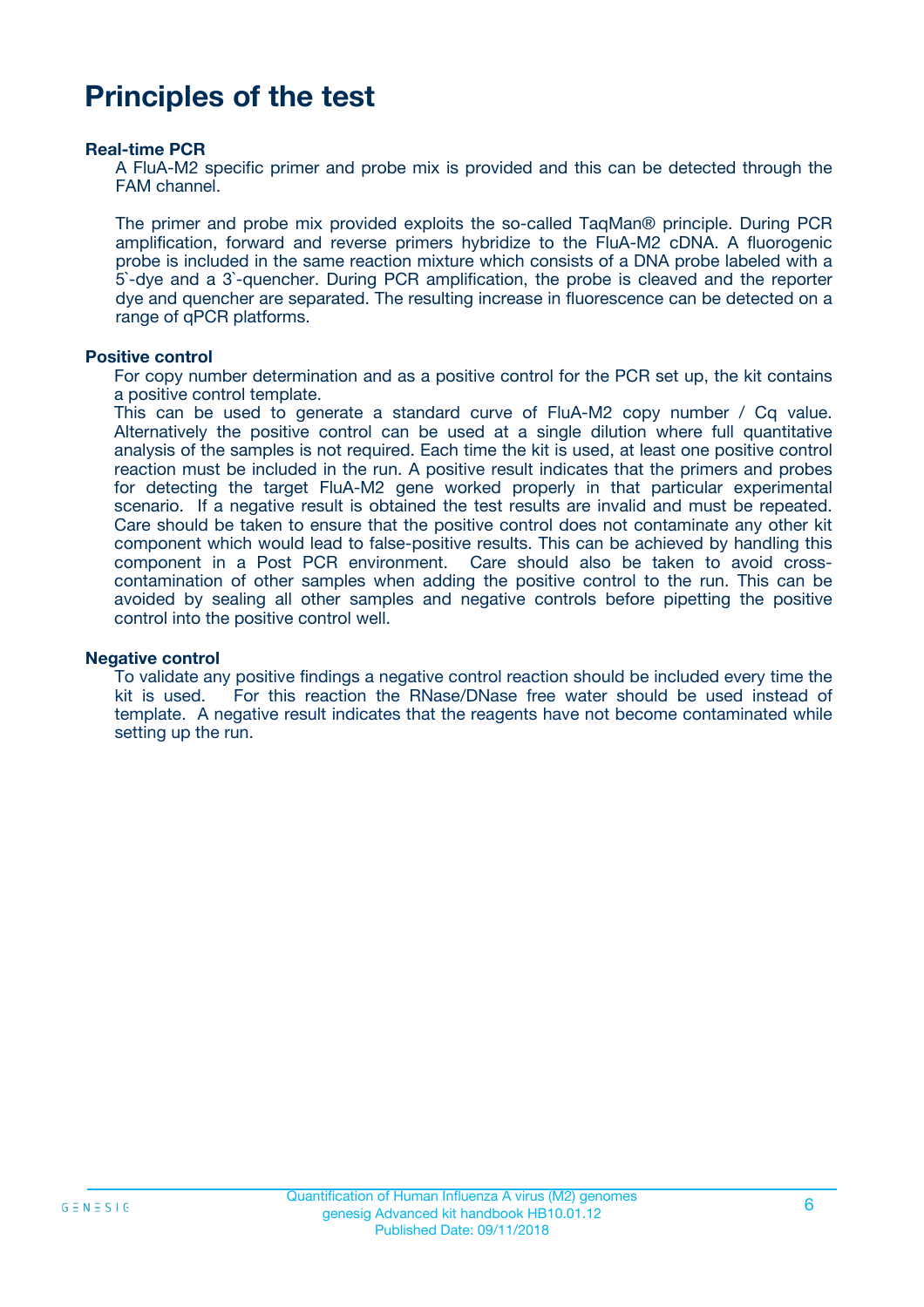# Principles of the test

**Real-time PCR**

A FluA-M2 specific primer and probe mix is provided and this can be detected through the FAM channel.

The primer and probe mix provided exploits the so-called TaqMan® principle. During PCR amplification, forward and reverse primers hybridize to the FluA-M2 cDNA. A fluorogenic probe is included in the same reaction mixture which consists of a DNA probe labeled with a 5`-dye and a 3`-quencher. During PCR amplification, the probe is cleaved and the reporter dye and quencher are separated. The resulting increase in fluorescence can be detected on a range of qPCR platforms.

**Positive control**

For copy number determination and as a positive control for the PCR set up, the kit contains a positive control template.
This can be used to generate a standard curve of FluA-M2 copy number / Cq value. Alternatively the positive control can be used at a single dilution where full quantitative analysis of the samples is not required. Each time the kit is used, at least one positive control reaction must be included in the run. A positive result indicates that the primers and probes for detecting the target FluA-M2 gene worked properly in that particular experimental scenario. If a negative result is obtained the test results are invalid and must be repeated. Care should be taken to ensure that the positive control does not contaminate any other kit component which would lead to false-positive results. This can be achieved by handling this component in a Post PCR environment. Care should also be taken to avoid cross-contamination of other samples when adding the positive control to the run. This can be avoided by sealing all other samples and negative controls before pipetting the positive control into the positive control well.

**Negative control**

To validate any positive findings a negative control reaction should be included every time the kit is used. For this reaction the RNase/DNase free water should be used instead of template. A negative result indicates that the reagents have not become contaminated while setting up the run.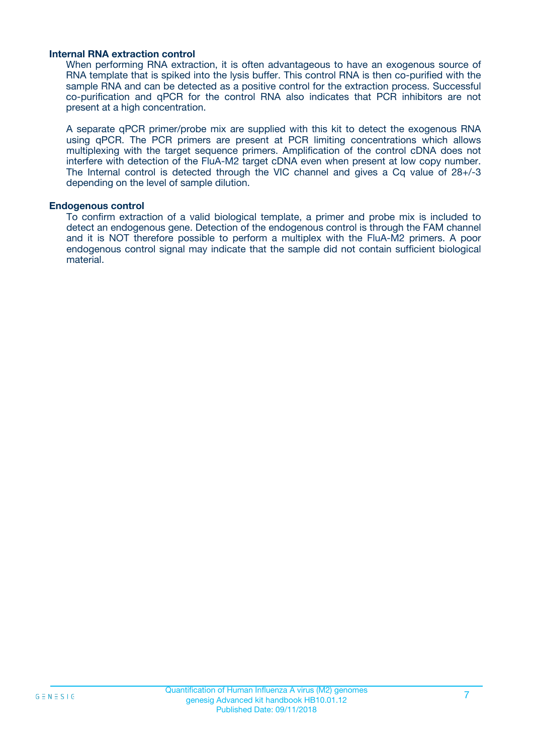### Internal RNA extraction control

When performing RNA extraction, it is often advantageous to have an exogenous source of RNA template that is spiked into the lysis buffer. This control RNA is then co-purified with the sample RNA and can be detected as a positive control for the extraction process. Successful co-purification and qPCR for the control RNA also indicates that PCR inhibitors are not present at a high concentration.

A separate qPCR primer/probe mix are supplied with this kit to detect the exogenous RNA using qPCR. The PCR primers are present at PCR limiting concentrations which allows multiplexing with the target sequence primers. Amplification of the control cDNA does not interfere with detection of the FluA-M2 target cDNA even when present at low copy number. The Internal control is detected through the VIC channel and gives a Cq value of 28+/-3 depending on the level of sample dilution.

### Endogenous control

To confirm extraction of a valid biological template, a primer and probe mix is included to detect an endogenous gene. Detection of the endogenous control is through the FAM channel and it is NOT therefore possible to perform a multiplex with the FluA-M2 primers. A poor endogenous control signal may indicate that the sample did not contain sufficient biological material.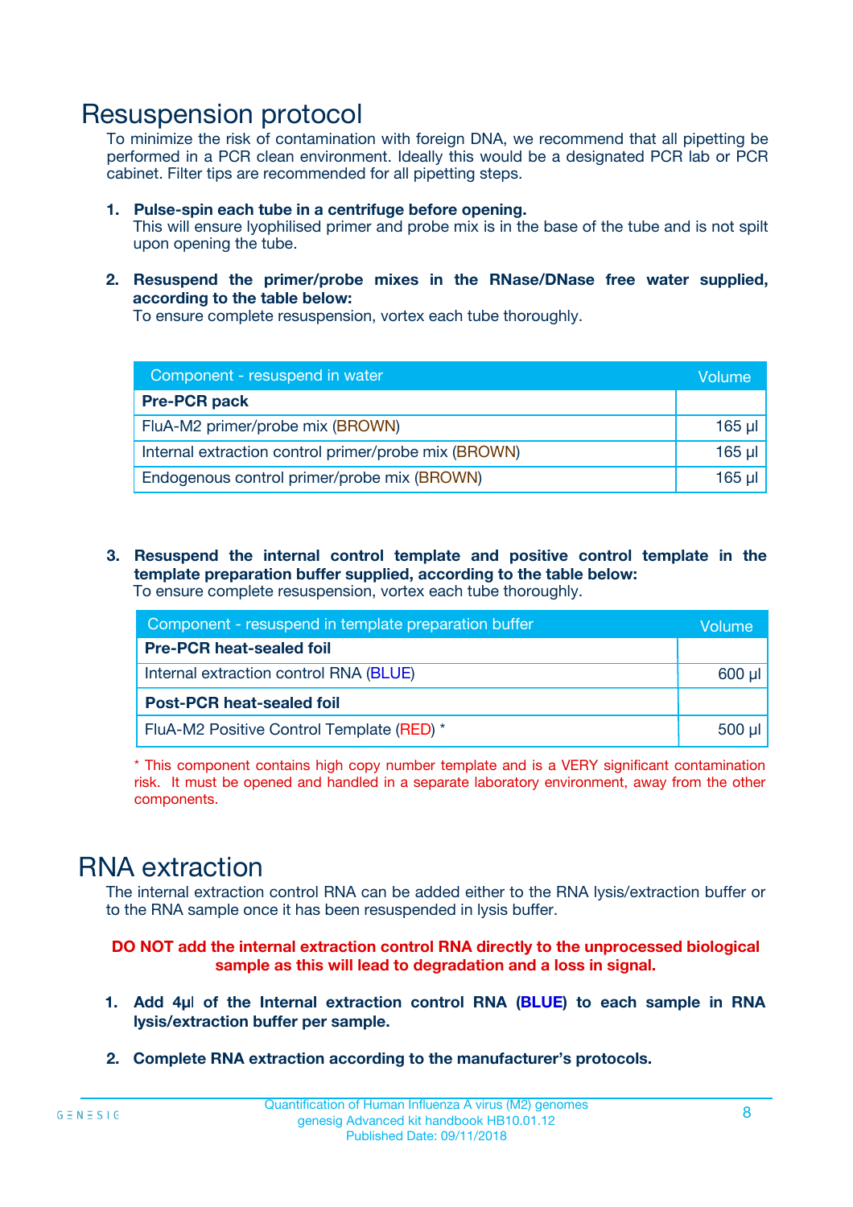# Resuspension protocol

To minimize the risk of contamination with foreign DNA, we recommend that all pipetting be performed in a PCR clean environment. Ideally this would be a designated PCR lab or PCR cabinet. Filter tips are recommended for all pipetting steps.

1. **Pulse-spin each tube in a centrifuge before opening.**
   This will ensure lyophilised primer and probe mix is in the base of the tube and is not spilt upon opening the tube.

2. **Resuspend the primer/probe mixes in the RNase/DNase free water supplied, according to the table below:**
   To ensure complete resuspension, vortex each tube thoroughly.

| Component - resuspend in water | Volume |
|---|---|
| **Pre-PCR pack** | |
| FluA-M2 primer/probe mix (BROWN) | 165 µl |
| Internal extraction control primer/probe mix (BROWN) | 165 µl |
| Endogenous control primer/probe mix (BROWN) | 165 µl |

3. **Resuspend the internal control template and positive control template in the template preparation buffer supplied, according to the table below:**
   To ensure complete resuspension, vortex each tube thoroughly.

| Component - resuspend in template preparation buffer | Volume |
|---|---|
| **Pre-PCR heat-sealed foil** | |
| Internal extraction control RNA (BLUE) | 600 µl |
| **Post-PCR heat-sealed foil** | |
| FluA-M2 Positive Control Template (RED) * | 500 µl |

* This component contains high copy number template and is a VERY significant contamination risk. It must be opened and handled in a separate laboratory environment, away from the other components.

# RNA extraction

The internal extraction control RNA can be added either to the RNA lysis/extraction buffer or to the RNA sample once it has been resuspended in lysis buffer.

**DO NOT add the internal extraction control RNA directly to the unprocessed biological sample as this will lead to degradation and a loss in signal.**

1. **Add 4µl of the Internal extraction control RNA (BLUE) to each sample in RNA lysis/extraction buffer per sample.**

2. **Complete RNA extraction according to the manufacturer's protocols.**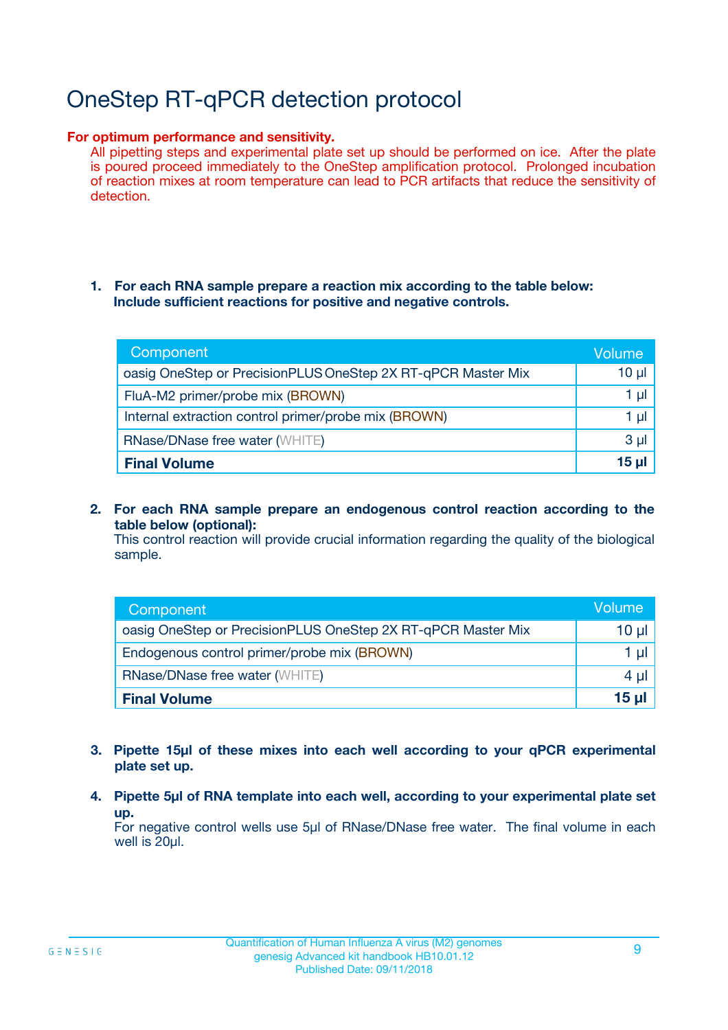# OneStep RT-qPCR detection protocol

**For optimum performance and sensitivity.**
All pipetting steps and experimental plate set up should be performed on ice. After the plate is poured proceed immediately to the OneStep amplification protocol. Prolonged incubation of reaction mixes at room temperature can lead to PCR artifacts that reduce the sensitivity of detection.

1. **For each RNA sample prepare a reaction mix according to the table below: Include sufficient reactions for positive and negative controls.**

| Component | Volume |
|---|---|
| oasig OneStep or PrecisionPLUS OneStep 2X RT-qPCR Master Mix | 10 µl |
| FluA-M2 primer/probe mix (BROWN) | 1 µl |
| Internal extraction control primer/probe mix (BROWN) | 1 µl |
| RNase/DNase free water (WHITE) | 3 µl |
| **Final Volume** | **15 µl** |

2. **For each RNA sample prepare an endogenous control reaction according to the table below (optional):**
   This control reaction will provide crucial information regarding the quality of the biological sample.

| Component | Volume |
|---|---|
| oasig OneStep or PrecisionPLUS OneStep 2X RT-qPCR Master Mix | 10 µl |
| Endogenous control primer/probe mix (BROWN) | 1 µl |
| RNase/DNase free water (WHITE) | 4 µl |
| **Final Volume** | **15 µl** |

3. **Pipette 15µl of these mixes into each well according to your qPCR experimental plate set up.**

4. **Pipette 5µl of RNA template into each well, according to your experimental plate set up.**
   For negative control wells use 5µl of RNase/DNase free water. The final volume in each well is 20µl.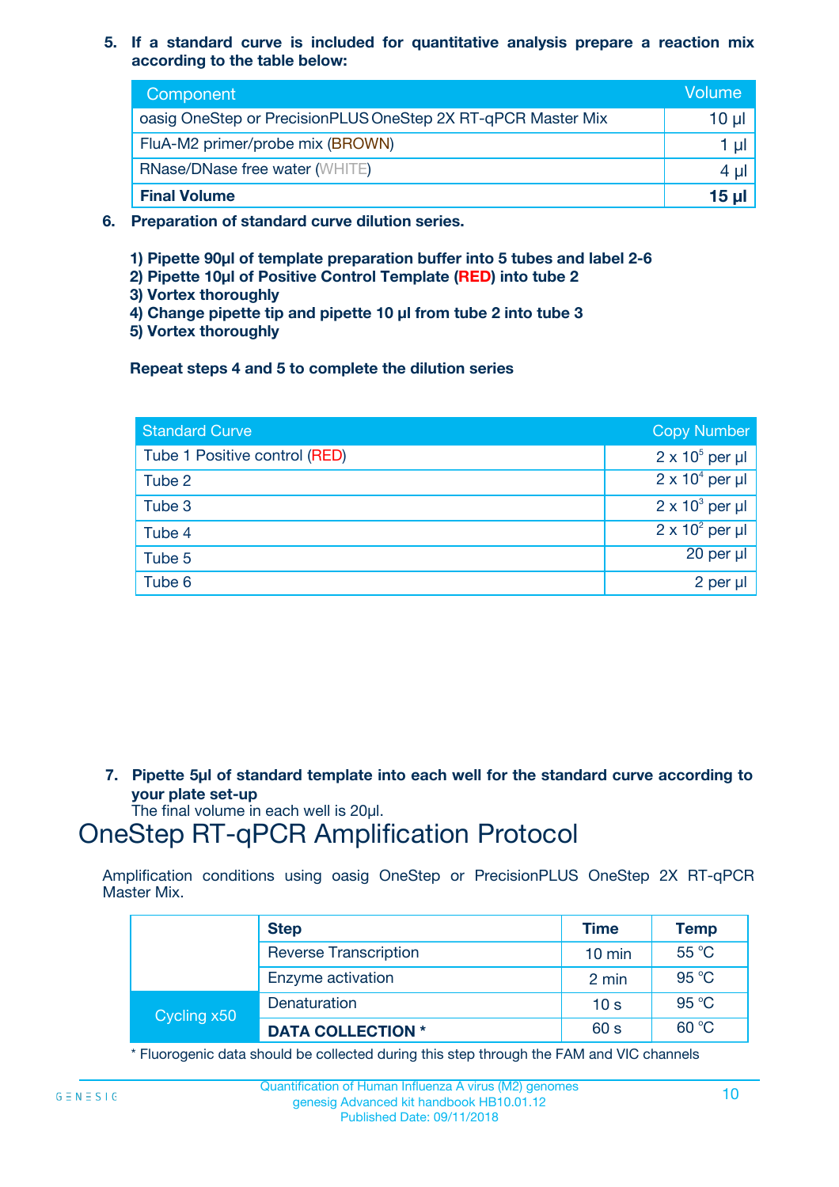5. **If a standard curve is included for quantitative analysis prepare a reaction mix according to the table below:**

| Component | Volume |
|---|---|
| oasig OneStep or PrecisionPLUS OneStep 2X RT-qPCR Master Mix | 10 µl |
| FluA-M2 primer/probe mix (BROWN) | 1 µl |
| RNase/DNase free water (WHITE) | 4 µl |
| **Final Volume** | **15 µl** |

6. **Preparation of standard curve dilution series.**

   **1) Pipette 90µl of template preparation buffer into 5 tubes and label 2-6**
   **2) Pipette 10µl of Positive Control Template (RED) into tube 2**
   **3) Vortex thoroughly**
   **4) Change pipette tip and pipette 10 µl from tube 2 into tube 3**
   **5) Vortex thoroughly**

   **Repeat steps 4 and 5 to complete the dilution series**

| Standard Curve | Copy Number |
|---|---|
| Tube 1 Positive control (RED) | $2 \times 10^5$ per µl |
| Tube 2 | $2 \times 10^4$ per µl |
| Tube 3 | $2 \times 10^3$ per µl |
| Tube 4 | $2 \times 10^2$ per µl |
| Tube 5 | 20 per µl |
| Tube 6 | 2 per µl |

7. **Pipette 5µl of standard template into each well for the standard curve according to your plate set-up**
   The final volume in each well is 20µl.

# OneStep RT-qPCR Amplification Protocol

Amplification conditions using oasig OneStep or PrecisionPLUS OneStep 2X RT-qPCR Master Mix.

| | Step | Time | Temp |
|---|---|---|---|
| | Reverse Transcription | 10 min | 55 °C |
| | Enzyme activation | 2 min | 95 °C |
| Cycling x50 | Denaturation | 10 s | 95 °C |
| | **DATA COLLECTION *** | 60 s | 60 °C |

* Fluorogenic data should be collected during this step through the FAM and VIC channels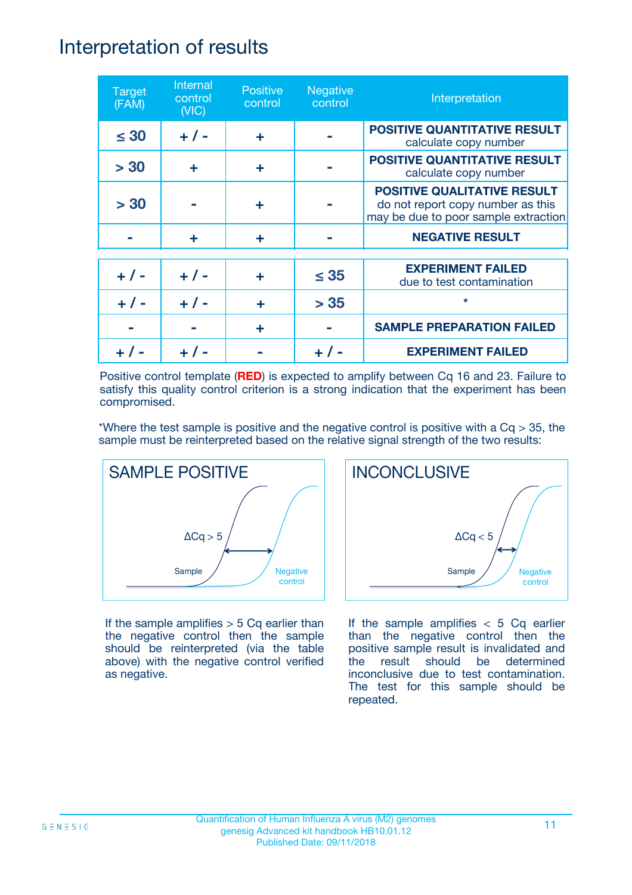# Interpretation of results

| Target (FAM) | Internal control (VIC) | Positive control | Negative control | Interpretation |
|---|---|---|---|---|
| ≤ 30 | + / - | + | - | **POSITIVE QUANTITATIVE RESULT** calculate copy number |
| > 30 | + | + | - | **POSITIVE QUANTITATIVE RESULT** calculate copy number |
| > 30 | - | + | - | **POSITIVE QUALITATIVE RESULT** do not report copy number as this may be due to poor sample extraction |
| - | + | + | - | **NEGATIVE RESULT** |
| + / - | + / - | + | ≤ 35 | **EXPERIMENT FAILED** due to test contamination |
| + / - | + / - | + | > 35 | * |
| - | - | + | - | **SAMPLE PREPARATION FAILED** |
| + / - | + / - | - | + / - | **EXPERIMENT FAILED** |

Positive control template (**RED**) is expected to amplify between Cq 16 and 23. Failure to satisfy this quality control criterion is a strong indication that the experiment has been compromised.

*Where the test sample is positive and the negative control is positive with a Cq > 35, the sample must be reinterpreted based on the relative signal strength of the two results:

**SAMPLE POSITIVE**

ΔCq > 5

Sample — Negative control

If the sample amplifies > 5 Cq earlier than the negative control then the sample should be reinterpreted (via the table above) with the negative control verified as negative.

**INCONCLUSIVE**

ΔCq < 5

Sample — Negative control

If the sample amplifies < 5 Cq earlier than the negative control then the positive sample result is invalidated and the result should be determined inconclusive due to test contamination. The test for this sample should be repeated.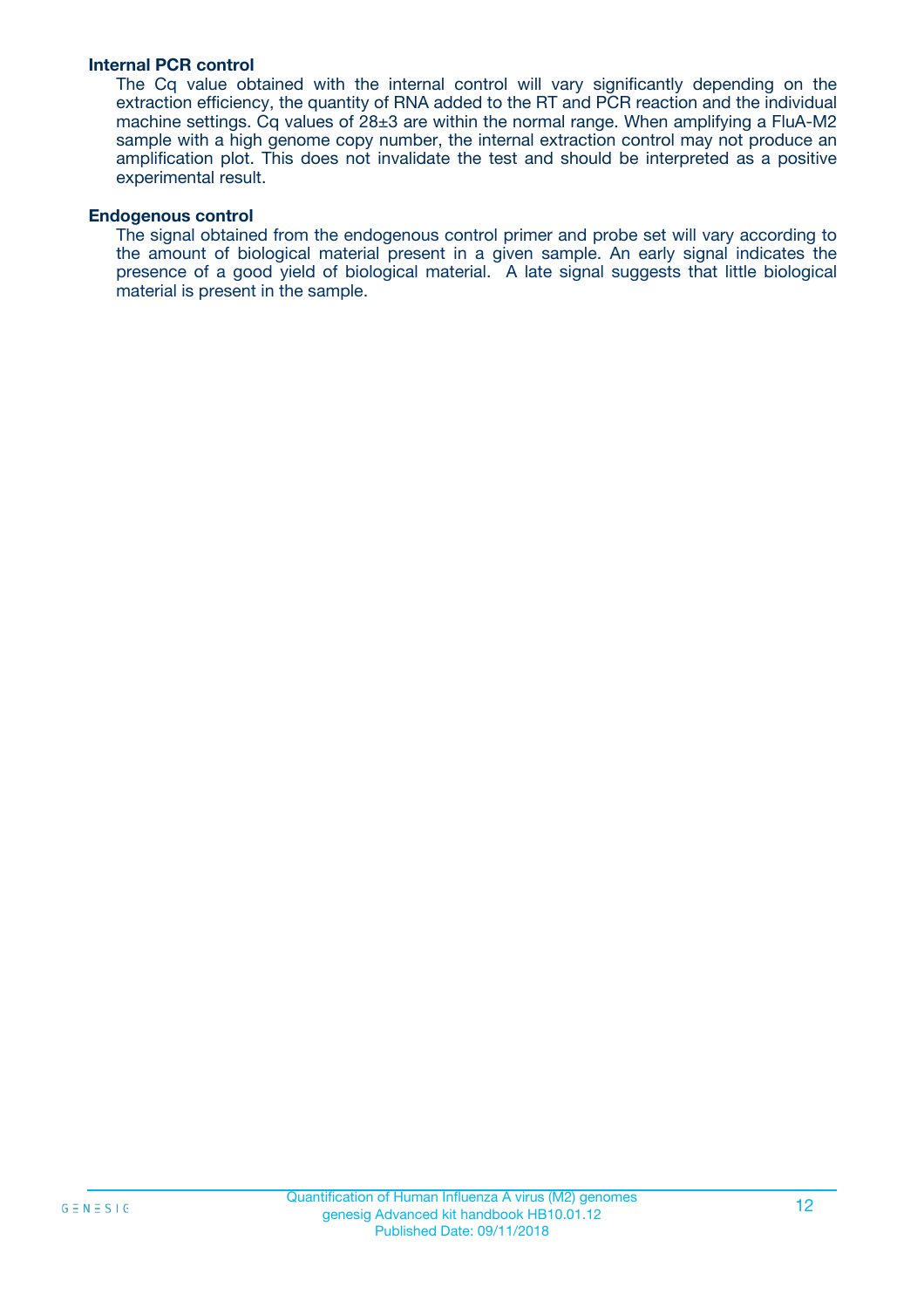**Internal PCR control**

The Cq value obtained with the internal control will vary significantly depending on the extraction efficiency, the quantity of RNA added to the RT and PCR reaction and the individual machine settings. Cq values of $28\pm3$ are within the normal range. When amplifying a FluA-M2 sample with a high genome copy number, the internal extraction control may not produce an amplification plot. This does not invalidate the test and should be interpreted as a positive experimental result.

**Endogenous control**

The signal obtained from the endogenous control primer and probe set will vary according to the amount of biological material present in a given sample. An early signal indicates the presence of a good yield of biological material. A late signal suggests that little biological material is present in the sample.